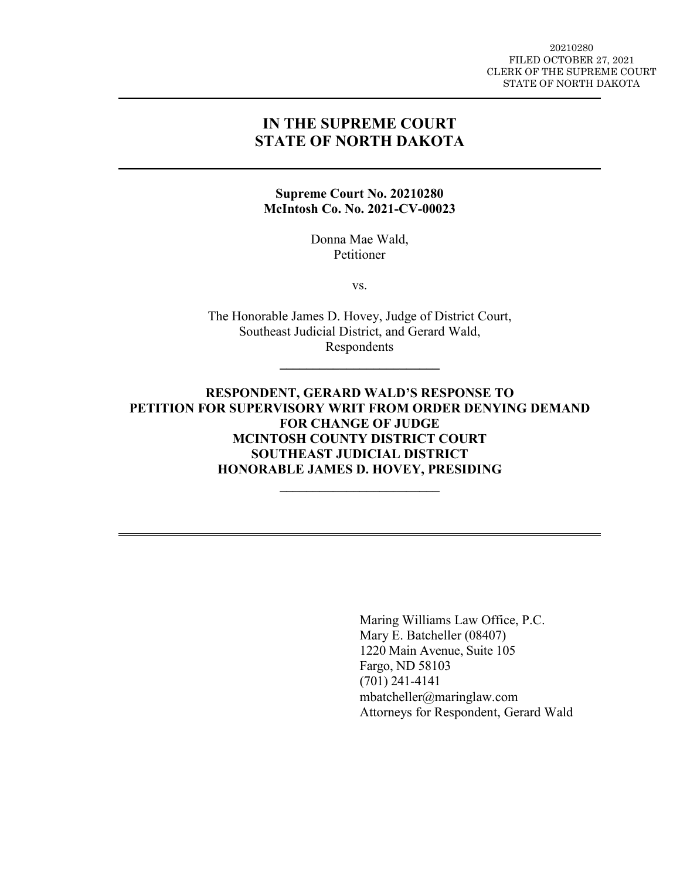20210280
FILED OCTOBER 27, 2021
CLERK OF THE SUPREME COURT
STATE OF NORTH DAKOTA

# IN THE SUPREME COURT
# STATE OF NORTH DAKOTA

**Supreme Court No. 20210280**
**McIntosh Co. No. 2021-CV-00023**

Donna Mae Wald,
Petitioner

vs.

The Honorable James D. Hovey, Judge of District Court,
Southeast Judicial District, and Gerard Wald,
Respondents

---

**RESPONDENT, GERARD WALD'S RESPONSE TO PETITION FOR SUPERVISORY WRIT FROM ORDER DENYING DEMAND FOR CHANGE OF JUDGE**
**MCINTOSH COUNTY DISTRICT COURT**
**SOUTHEAST JUDICIAL DISTRICT**
**HONORABLE JAMES D. HOVEY, PRESIDING**

---

Maring Williams Law Office, P.C.
Mary E. Batcheller (08407)
1220 Main Avenue, Suite 105
Fargo, ND 58103
(701) 241-4141
mbatcheller@maringlaw.com
Attorneys for Respondent, Gerard Wald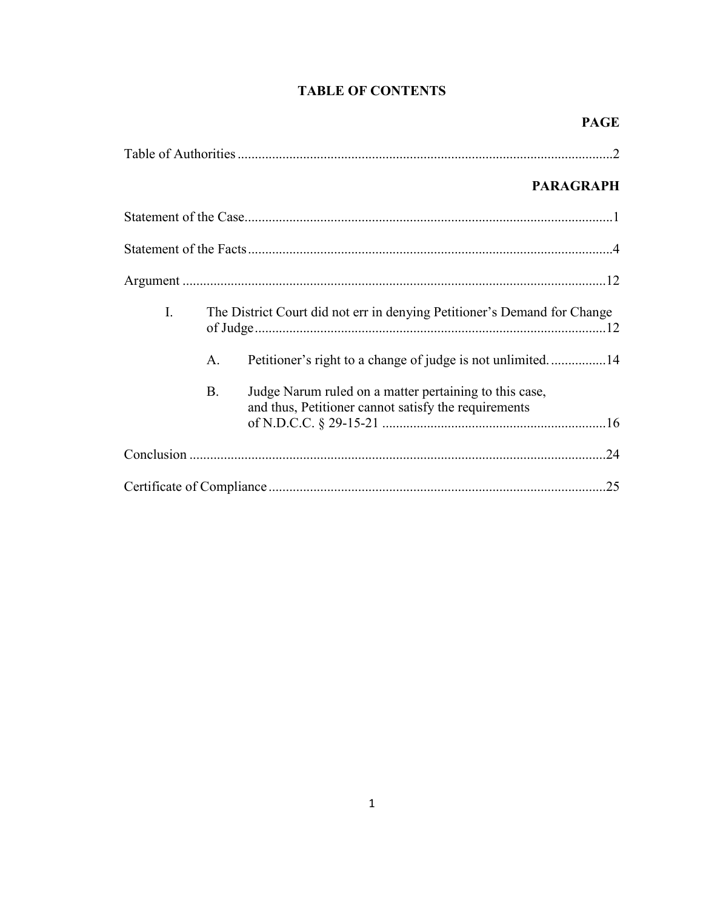# TABLE OF CONTENTS

| | PAGE |
|---|---|
| Table of Authorities | 2 |

| | PARAGRAPH |
|---|---|
| Statement of the Case | 1 |
| Statement of the Facts | 4 |
| Argument | 12 |
| I. The District Court did not err in denying Petitioner's Demand for Change of Judge | 12 |
| A. Petitioner's right to a change of judge is not unlimited. | 14 |
| B. Judge Narum ruled on a matter pertaining to this case, and thus, Petitioner cannot satisfy the requirements of N.D.C.C. § 29-15-21 | 16 |
| Conclusion | 24 |
| Certificate of Compliance | 25 |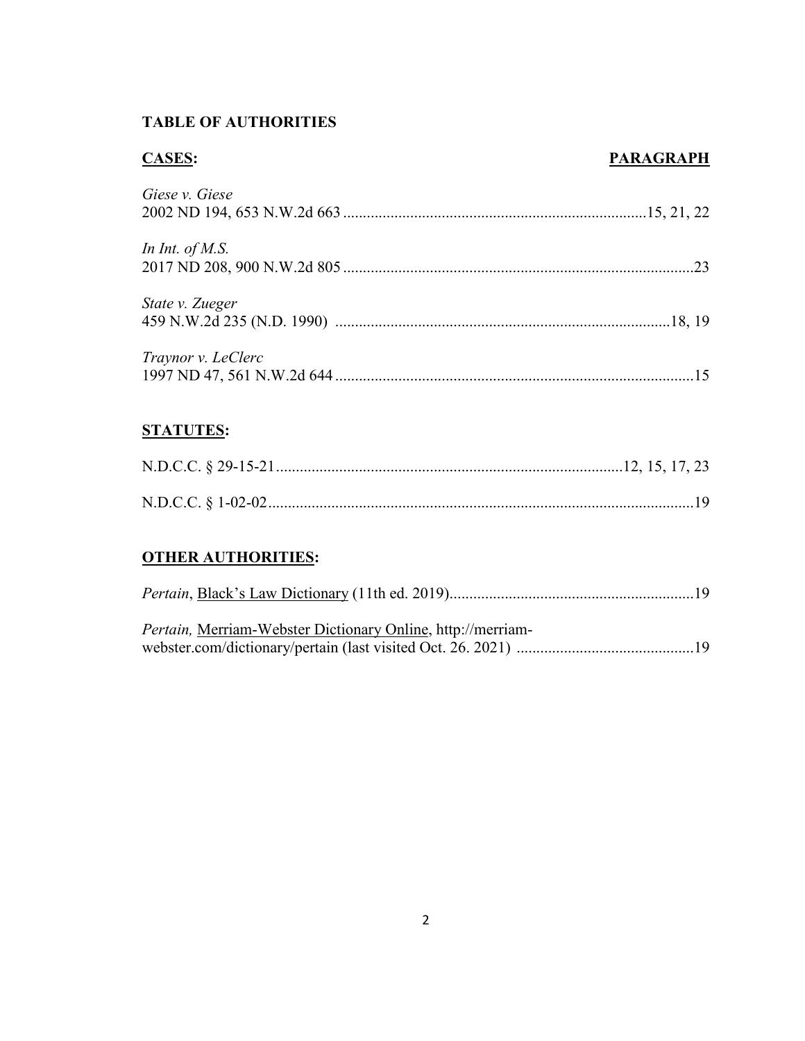## TABLE OF AUTHORITIES

**CASES:** **PARAGRAPH**

*Giese v. Giese*
2002 ND 194, 653 N.W.2d 663 ............................................................................15, 21, 22

*In Int. of M.S.*
2017 ND 208, 900 N.W.2d 805 .........................................................................................23

*State v. Zueger*
459 N.W.2d 235 (N.D. 1990) .....................................................................................18, 19

*Traynor v. LeClerc*
1997 ND 47, 561 N.W.2d 644 ...........................................................................................15

**STATUTES:**

N.D.C.C. § 29-15-21........................................................................................12, 15, 17, 23

N.D.C.C. § 1-02-02............................................................................................................19

**OTHER AUTHORITIES:**

*Pertain*, Black's Law Dictionary (11th ed. 2019)..............................................................19

*Pertain,* Merriam-Webster Dictionary Online, http://merriam-webster.com/dictionary/pertain (last visited Oct. 26. 2021) .............................................19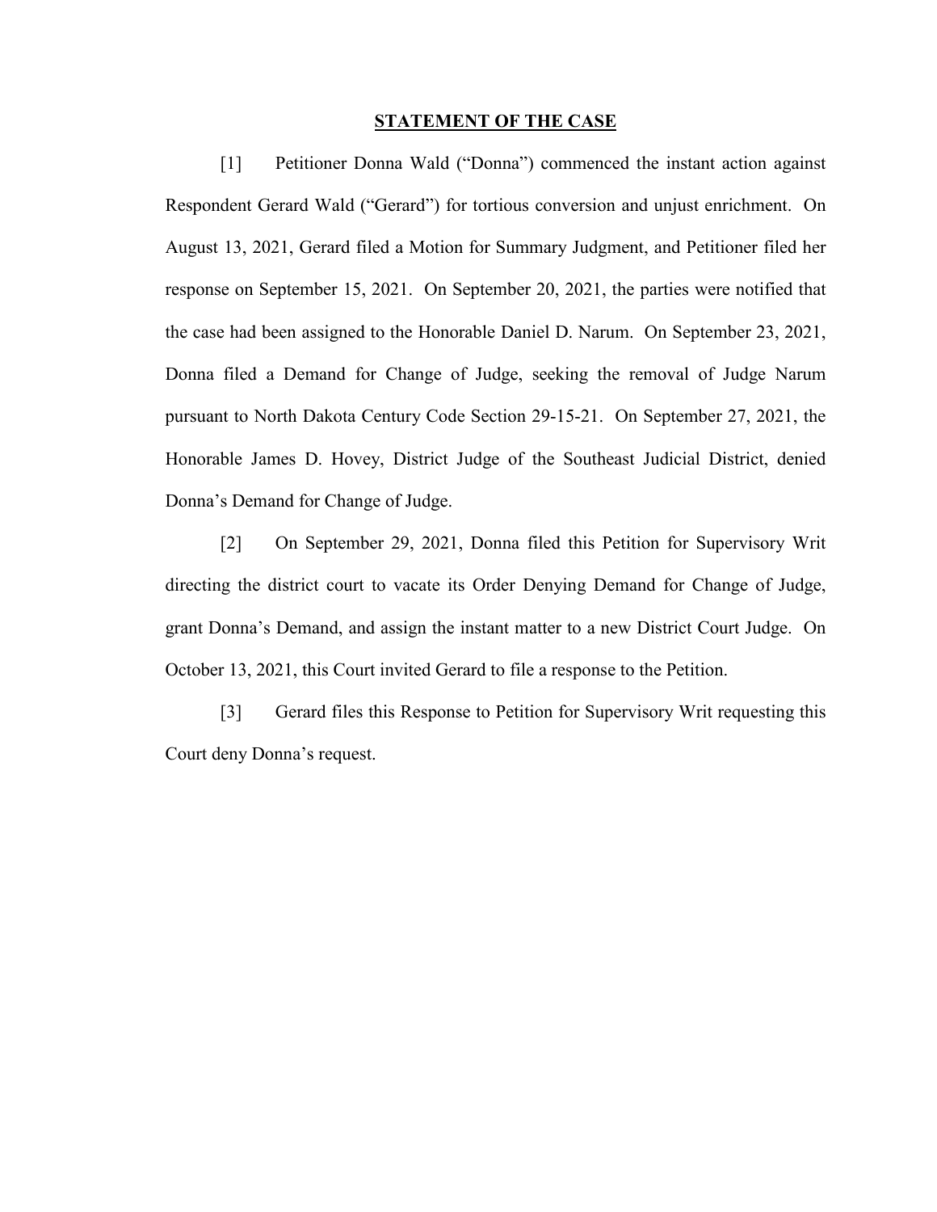## STATEMENT OF THE CASE

[1] Petitioner Donna Wald ("Donna") commenced the instant action against Respondent Gerard Wald ("Gerard") for tortious conversion and unjust enrichment. On August 13, 2021, Gerard filed a Motion for Summary Judgment, and Petitioner filed her response on September 15, 2021. On September 20, 2021, the parties were notified that the case had been assigned to the Honorable Daniel D. Narum. On September 23, 2021, Donna filed a Demand for Change of Judge, seeking the removal of Judge Narum pursuant to North Dakota Century Code Section 29-15-21. On September 27, 2021, the Honorable James D. Hovey, District Judge of the Southeast Judicial District, denied Donna's Demand for Change of Judge.

[2] On September 29, 2021, Donna filed this Petition for Supervisory Writ directing the district court to vacate its Order Denying Demand for Change of Judge, grant Donna's Demand, and assign the instant matter to a new District Court Judge. On October 13, 2021, this Court invited Gerard to file a response to the Petition.

[3] Gerard files this Response to Petition for Supervisory Writ requesting this Court deny Donna's request.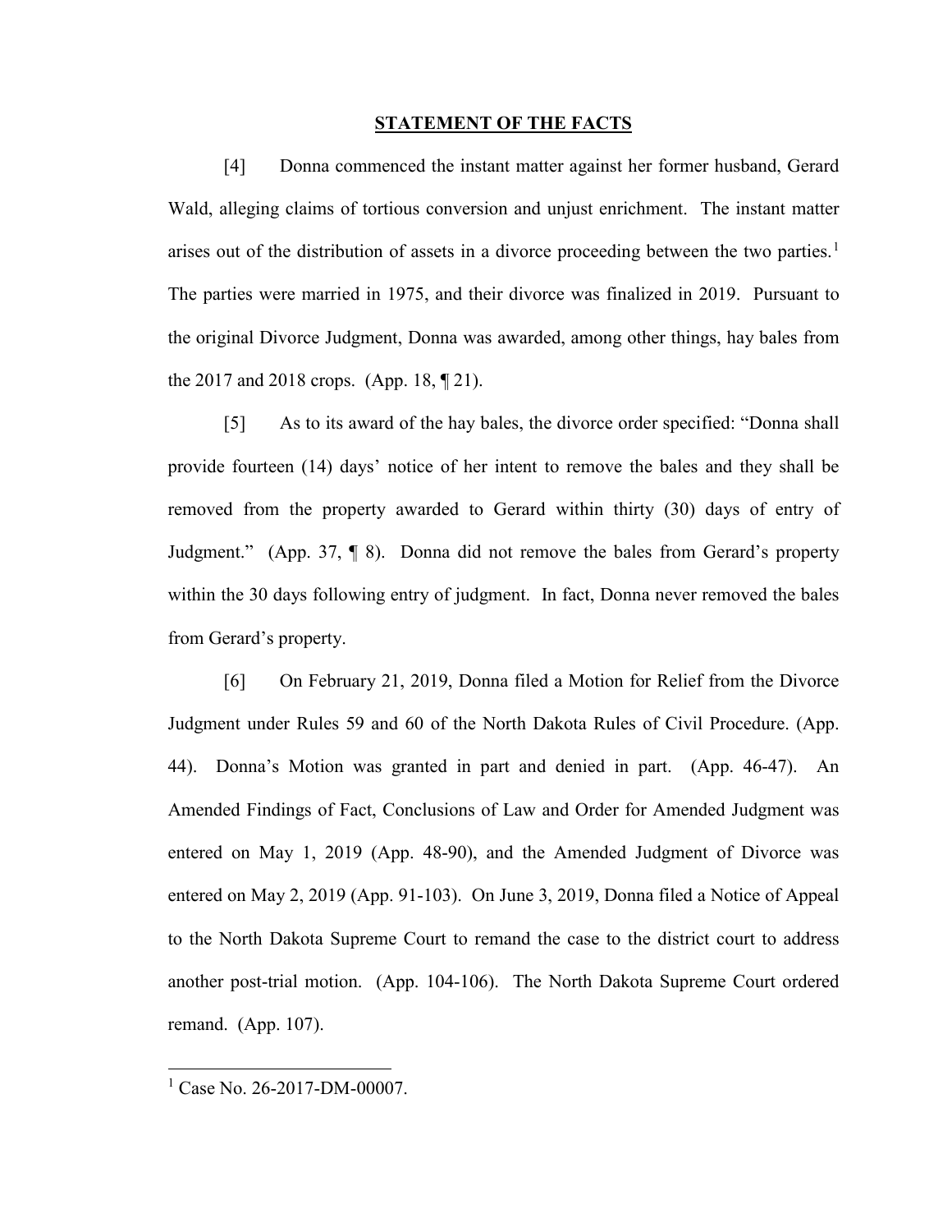## STATEMENT OF THE FACTS

[4] Donna commenced the instant matter against her former husband, Gerard Wald, alleging claims of tortious conversion and unjust enrichment. The instant matter arises out of the distribution of assets in a divorce proceeding between the two parties.[1] The parties were married in 1975, and their divorce was finalized in 2019. Pursuant to the original Divorce Judgment, Donna was awarded, among other things, hay bales from the 2017 and 2018 crops. (App. 18, ¶ 21).

[5] As to its award of the hay bales, the divorce order specified: "Donna shall provide fourteen (14) days' notice of her intent to remove the bales and they shall be removed from the property awarded to Gerard within thirty (30) days of entry of Judgment." (App. 37, ¶ 8). Donna did not remove the bales from Gerard's property within the 30 days following entry of judgment. In fact, Donna never removed the bales from Gerard's property.

[6] On February 21, 2019, Donna filed a Motion for Relief from the Divorce Judgment under Rules 59 and 60 of the North Dakota Rules of Civil Procedure. (App. 44). Donna's Motion was granted in part and denied in part. (App. 46-47). An Amended Findings of Fact, Conclusions of Law and Order for Amended Judgment was entered on May 1, 2019 (App. 48-90), and the Amended Judgment of Divorce was entered on May 2, 2019 (App. 91-103). On June 3, 2019, Donna filed a Notice of Appeal to the North Dakota Supreme Court to remand the case to the district court to address another post-trial motion. (App. 104-106). The North Dakota Supreme Court ordered remand. (App. 107).

---

[1] Case No. 26-2017-DM-00007.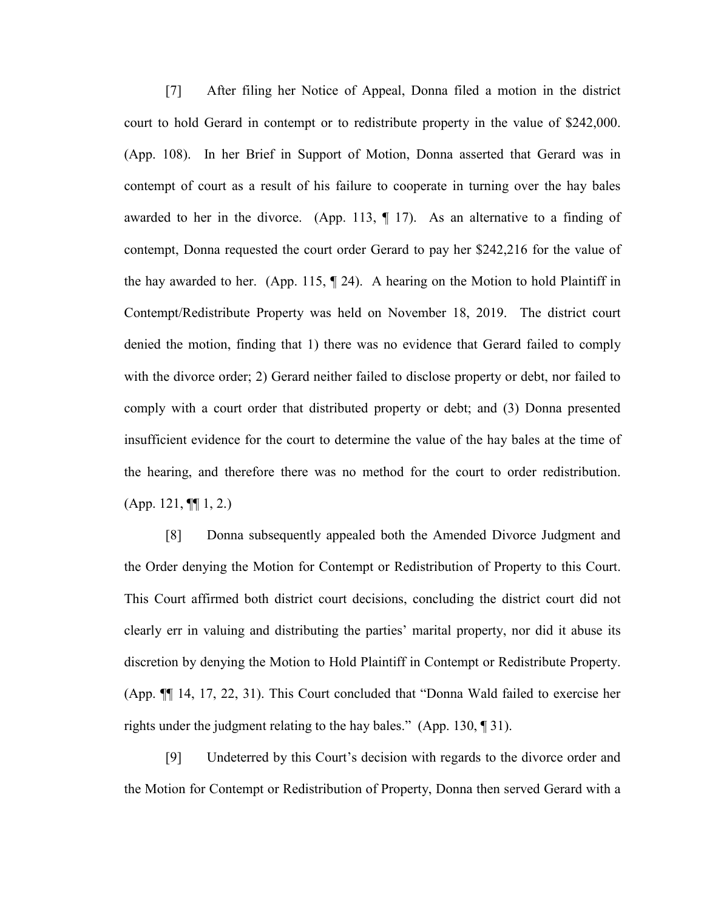[7] After filing her Notice of Appeal, Donna filed a motion in the district court to hold Gerard in contempt or to redistribute property in the value of $242,000. (App. 108). In her Brief in Support of Motion, Donna asserted that Gerard was in contempt of court as a result of his failure to cooperate in turning over the hay bales awarded to her in the divorce. (App. 113, ¶ 17). As an alternative to a finding of contempt, Donna requested the court order Gerard to pay her $242,216 for the value of the hay awarded to her. (App. 115, ¶ 24). A hearing on the Motion to hold Plaintiff in Contempt/Redistribute Property was held on November 18, 2019. The district court denied the motion, finding that 1) there was no evidence that Gerard failed to comply with the divorce order; 2) Gerard neither failed to disclose property or debt, nor failed to comply with a court order that distributed property or debt; and (3) Donna presented insufficient evidence for the court to determine the value of the hay bales at the time of the hearing, and therefore there was no method for the court to order redistribution. (App. 121, ¶¶ 1, 2.)

[8] Donna subsequently appealed both the Amended Divorce Judgment and the Order denying the Motion for Contempt or Redistribution of Property to this Court. This Court affirmed both district court decisions, concluding the district court did not clearly err in valuing and distributing the parties' marital property, nor did it abuse its discretion by denying the Motion to Hold Plaintiff in Contempt or Redistribute Property. (App. ¶¶ 14, 17, 22, 31). This Court concluded that "Donna Wald failed to exercise her rights under the judgment relating to the hay bales." (App. 130, ¶ 31).

[9] Undeterred by this Court's decision with regards to the divorce order and the Motion for Contempt or Redistribution of Property, Donna then served Gerard with a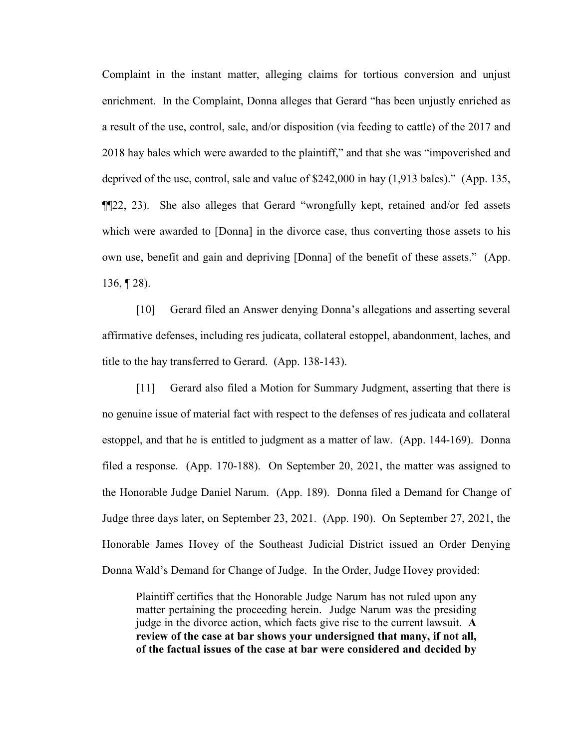Complaint in the instant matter, alleging claims for tortious conversion and unjust enrichment. In the Complaint, Donna alleges that Gerard "has been unjustly enriched as a result of the use, control, sale, and/or disposition (via feeding to cattle) of the 2017 and 2018 hay bales which were awarded to the plaintiff," and that she was "impoverished and deprived of the use, control, sale and value of $242,000 in hay (1,913 bales)." (App. 135, ¶¶22, 23). She also alleges that Gerard "wrongfully kept, retained and/or fed assets which were awarded to [Donna] in the divorce case, thus converting those assets to his own use, benefit and gain and depriving [Donna] of the benefit of these assets." (App. 136, ¶ 28).

[10] Gerard filed an Answer denying Donna's allegations and asserting several affirmative defenses, including res judicata, collateral estoppel, abandonment, laches, and title to the hay transferred to Gerard. (App. 138-143).

[11] Gerard also filed a Motion for Summary Judgment, asserting that there is no genuine issue of material fact with respect to the defenses of res judicata and collateral estoppel, and that he is entitled to judgment as a matter of law. (App. 144-169). Donna filed a response. (App. 170-188). On September 20, 2021, the matter was assigned to the Honorable Judge Daniel Narum. (App. 189). Donna filed a Demand for Change of Judge three days later, on September 23, 2021. (App. 190). On September 27, 2021, the Honorable James Hovey of the Southeast Judicial District issued an Order Denying Donna Wald's Demand for Change of Judge. In the Order, Judge Hovey provided:

> Plaintiff certifies that the Honorable Judge Narum has not ruled upon any matter pertaining the proceeding herein. Judge Narum was the presiding judge in the divorce action, which facts give rise to the current lawsuit. **A review of the case at bar shows your undersigned that many, if not all, of the factual issues of the case at bar were considered and decided by**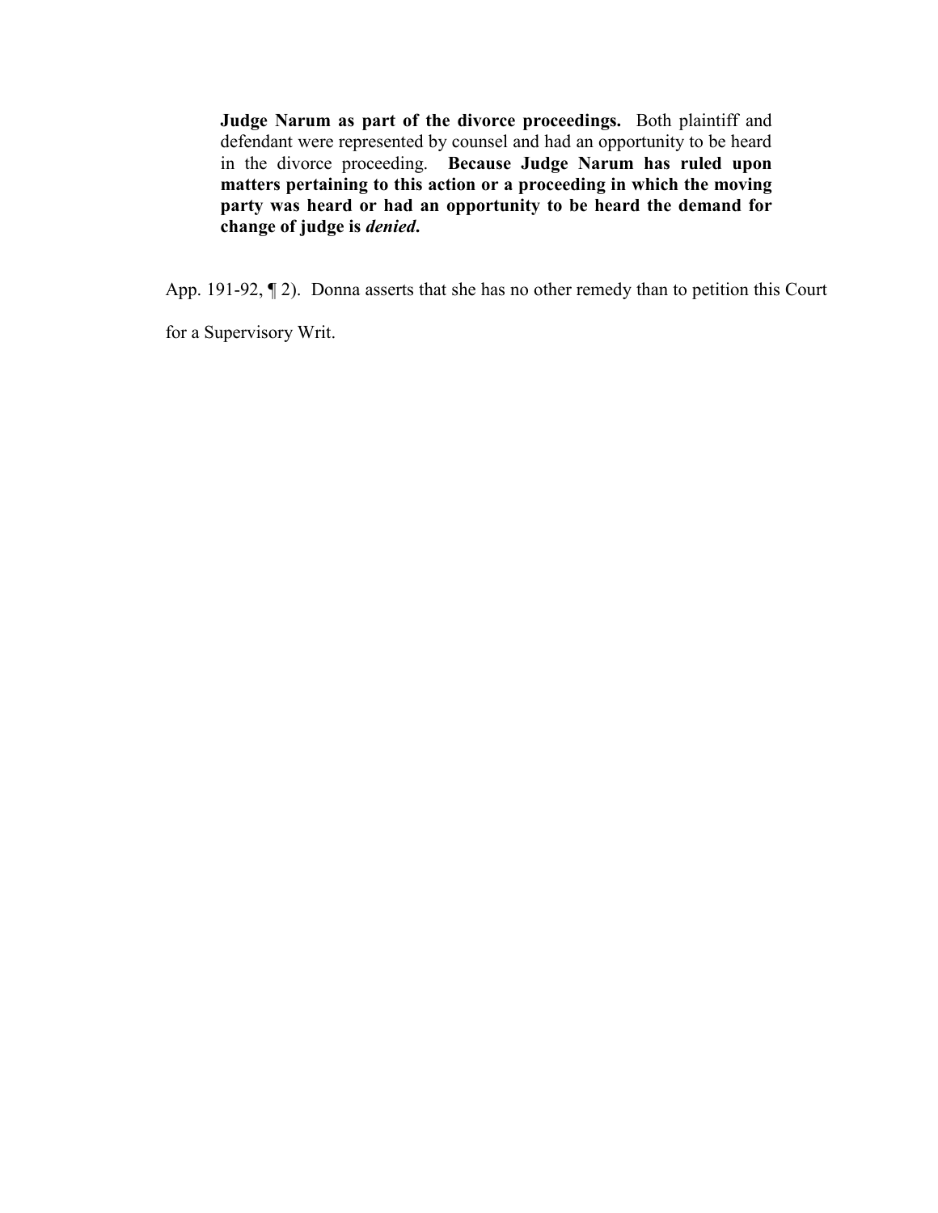> **Judge Narum as part of the divorce proceedings.** Both plaintiff and defendant were represented by counsel and had an opportunity to be heard in the divorce proceeding. **Because Judge Narum has ruled upon matters pertaining to this action or a proceeding in which the moving party was heard or had an opportunity to be heard the demand for change of judge is *denied*.**

App. 191-92, ¶ 2). Donna asserts that she has no other remedy than to petition this Court for a Supervisory Writ.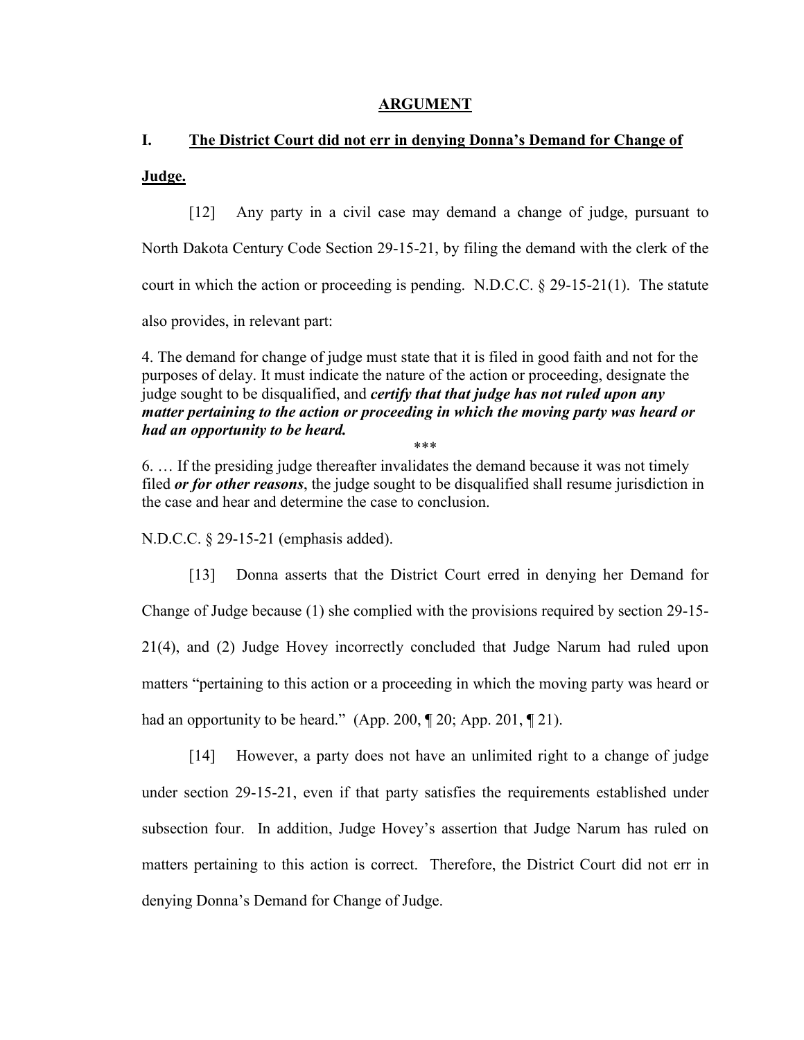## ARGUMENT

### I. The District Court did not err in denying Donna's Demand for Change of Judge.

[12] Any party in a civil case may demand a change of judge, pursuant to North Dakota Century Code Section 29-15-21, by filing the demand with the clerk of the court in which the action or proceeding is pending. N.D.C.C. § 29-15-21(1). The statute also provides, in relevant part:

> 4. The demand for change of judge must state that it is filed in good faith and not for the purposes of delay. It must indicate the nature of the action or proceeding, designate the judge sought to be disqualified, and ***certify that that judge has not ruled upon any matter pertaining to the action or proceeding in which the moving party was heard or had an opportunity to be heard.***
>
> \*\*\*
>
> 6. … If the presiding judge thereafter invalidates the demand because it was not timely filed ***or for other reasons***, the judge sought to be disqualified shall resume jurisdiction in the case and hear and determine the case to conclusion.

N.D.C.C. § 29-15-21 (emphasis added).

[13] Donna asserts that the District Court erred in denying her Demand for Change of Judge because (1) she complied with the provisions required by section 29-15-21(4), and (2) Judge Hovey incorrectly concluded that Judge Narum had ruled upon matters "pertaining to this action or a proceeding in which the moving party was heard or had an opportunity to be heard." (App. 200, ¶ 20; App. 201, ¶ 21).

[14] However, a party does not have an unlimited right to a change of judge under section 29-15-21, even if that party satisfies the requirements established under subsection four. In addition, Judge Hovey's assertion that Judge Narum has ruled on matters pertaining to this action is correct. Therefore, the District Court did not err in denying Donna's Demand for Change of Judge.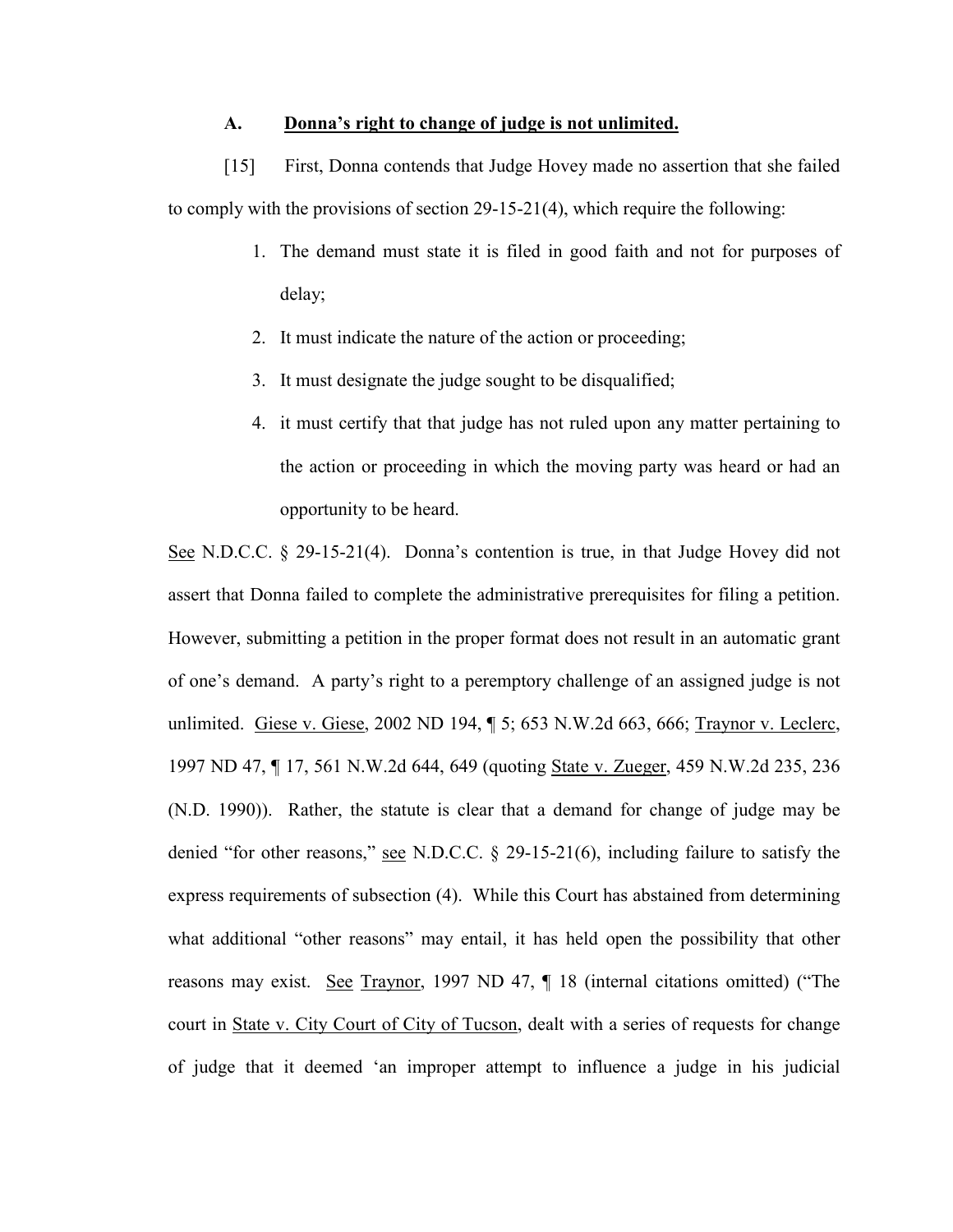### A. <u>Donna's right to change of judge is not unlimited.</u>

[15] First, Donna contends that Judge Hovey made no assertion that she failed to comply with the provisions of section 29-15-21(4), which require the following:

1. The demand must state it is filed in good faith and not for purposes of delay;
2. It must indicate the nature of the action or proceeding;
3. It must designate the judge sought to be disqualified;
4. it must certify that that judge has not ruled upon any matter pertaining to the action or proceeding in which the moving party was heard or had an opportunity to be heard.

<u>See</u> N.D.C.C. § 29-15-21(4). Donna's contention is true, in that Judge Hovey did not assert that Donna failed to complete the administrative prerequisites for filing a petition. However, submitting a petition in the proper format does not result in an automatic grant of one's demand. A party's right to a peremptory challenge of an assigned judge is not unlimited. <u>Giese v. Giese</u>, 2002 ND 194, ¶ 5; 653 N.W.2d 663, 666; <u>Traynor v. Leclerc</u>, 1997 ND 47, ¶ 17, 561 N.W.2d 644, 649 (quoting <u>State v. Zueger</u>, 459 N.W.2d 235, 236 (N.D. 1990)). Rather, the statute is clear that a demand for change of judge may be denied "for other reasons," <u>see</u> N.D.C.C. § 29-15-21(6), including failure to satisfy the express requirements of subsection (4). While this Court has abstained from determining what additional "other reasons" may entail, it has held open the possibility that other reasons may exist. <u>See</u> <u>Traynor</u>, 1997 ND 47, ¶ 18 (internal citations omitted) ("The court in <u>State v. City Court of City of Tucson</u>, dealt with a series of requests for change of judge that it deemed 'an improper attempt to influence a judge in his judicial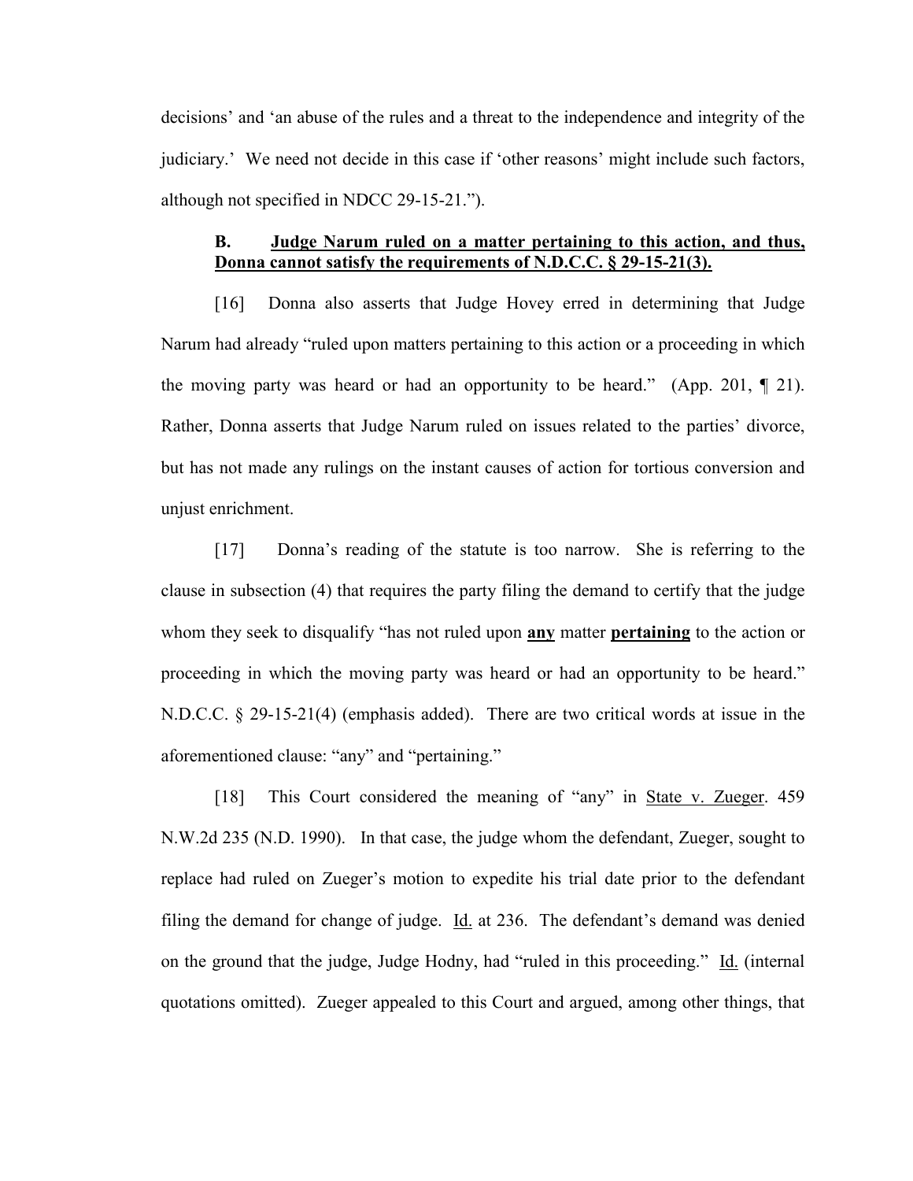decisions' and 'an abuse of the rules and a threat to the independence and integrity of the judiciary.' We need not decide in this case if 'other reasons' might include such factors, although not specified in NDCC 29-15-21.").

### B. Judge Narum ruled on a matter pertaining to this action, and thus, Donna cannot satisfy the requirements of N.D.C.C. § 29-15-21(3).

[16] Donna also asserts that Judge Hovey erred in determining that Judge Narum had already "ruled upon matters pertaining to this action or a proceeding in which the moving party was heard or had an opportunity to be heard." (App. 201, ¶ 21). Rather, Donna asserts that Judge Narum ruled on issues related to the parties' divorce, but has not made any rulings on the instant causes of action for tortious conversion and unjust enrichment.

[17] Donna's reading of the statute is too narrow. She is referring to the clause in subsection (4) that requires the party filing the demand to certify that the judge whom they seek to disqualify "has not ruled upon **any** matter **pertaining** to the action or proceeding in which the moving party was heard or had an opportunity to be heard." N.D.C.C. § 29-15-21(4) (emphasis added). There are two critical words at issue in the aforementioned clause: "any" and "pertaining."

[18] This Court considered the meaning of "any" in State v. Zueger. 459 N.W.2d 235 (N.D. 1990). In that case, the judge whom the defendant, Zueger, sought to replace had ruled on Zueger's motion to expedite his trial date prior to the defendant filing the demand for change of judge. Id. at 236. The defendant's demand was denied on the ground that the judge, Judge Hodny, had "ruled in this proceeding." Id. (internal quotations omitted). Zueger appealed to this Court and argued, among other things, that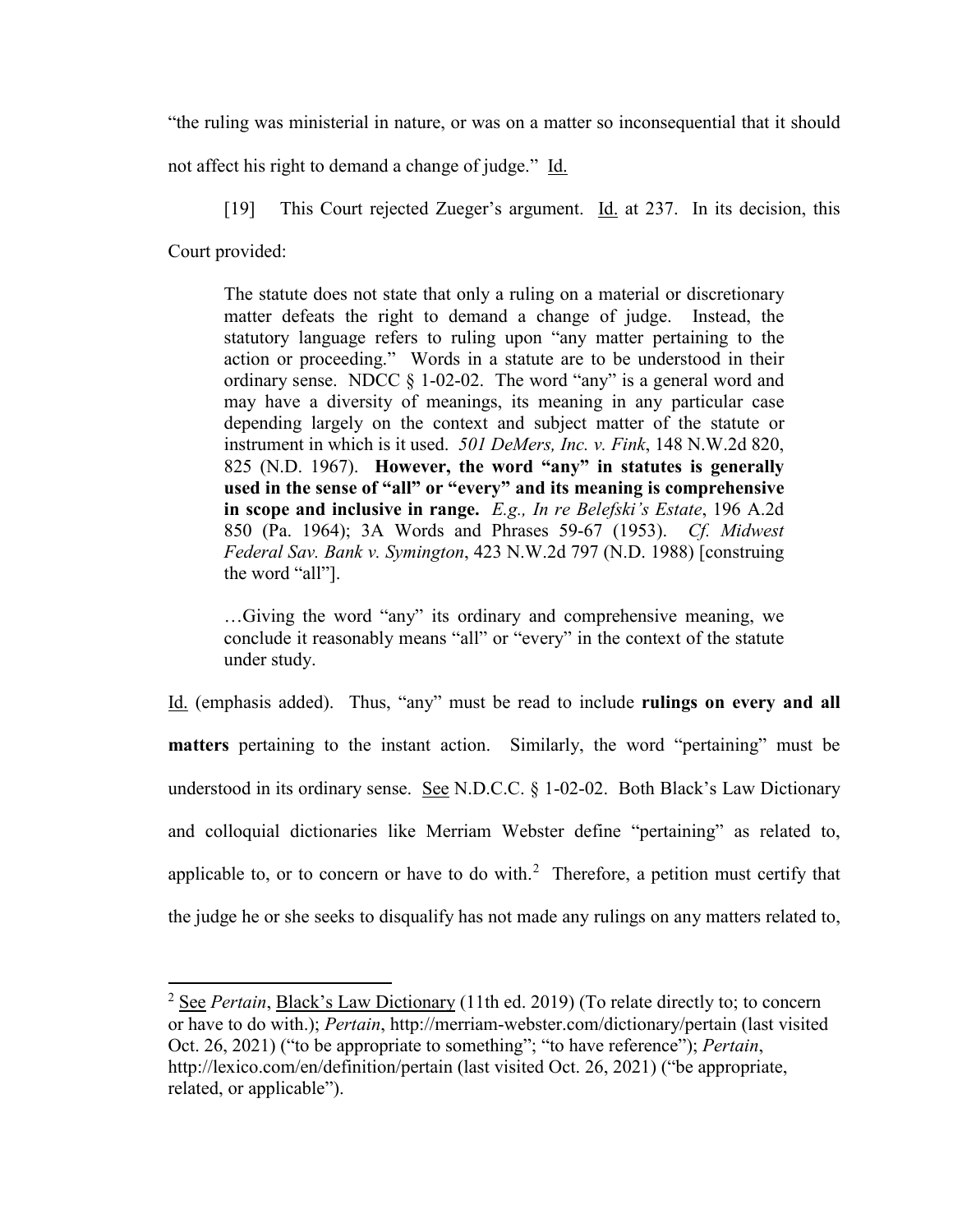"the ruling was ministerial in nature, or was on a matter so inconsequential that it should not affect his right to demand a change of judge." Id.

[19] This Court rejected Zueger's argument. Id. at 237. In its decision, this Court provided:

> The statute does not state that only a ruling on a material or discretionary matter defeats the right to demand a change of judge. Instead, the statutory language refers to ruling upon "any matter pertaining to the action or proceeding." Words in a statute are to be understood in their ordinary sense. NDCC § 1-02-02. The word "any" is a general word and may have a diversity of meanings, its meaning in any particular case depending largely on the context and subject matter of the statute or instrument in which is it used. *501 DeMers, Inc. v. Fink*, 148 N.W.2d 820, 825 (N.D. 1967). **However, the word "any" in statutes is generally used in the sense of "all" or "every" and its meaning is comprehensive in scope and inclusive in range.** *E.g., In re Belefski's Estate*, 196 A.2d 850 (Pa. 1964); 3A Words and Phrases 59-67 (1953). *Cf. Midwest Federal Sav. Bank v. Symington*, 423 N.W.2d 797 (N.D. 1988) [construing the word "all"].
>
> …Giving the word "any" its ordinary and comprehensive meaning, we conclude it reasonably means "all" or "every" in the context of the statute under study.

Id. (emphasis added). Thus, "any" must be read to include **rulings on every and all matters** pertaining to the instant action. Similarly, the word "pertaining" must be understood in its ordinary sense. See N.D.C.C. § 1-02-02. Both Black's Law Dictionary and colloquial dictionaries like Merriam Webster define "pertaining" as related to, applicable to, or to concern or have to do with.[2] Therefore, a petition must certify that the judge he or she seeks to disqualify has not made any rulings on any matters related to,

---

[2] See *Pertain*, Black's Law Dictionary (11th ed. 2019) (To relate directly to; to concern or have to do with.); *Pertain*, http://merriam-webster.com/dictionary/pertain (last visited Oct. 26, 2021) ("to be appropriate to something"; "to have reference"); *Pertain*, http://lexico.com/en/definition/pertain (last visited Oct. 26, 2021) ("be appropriate, related, or applicable").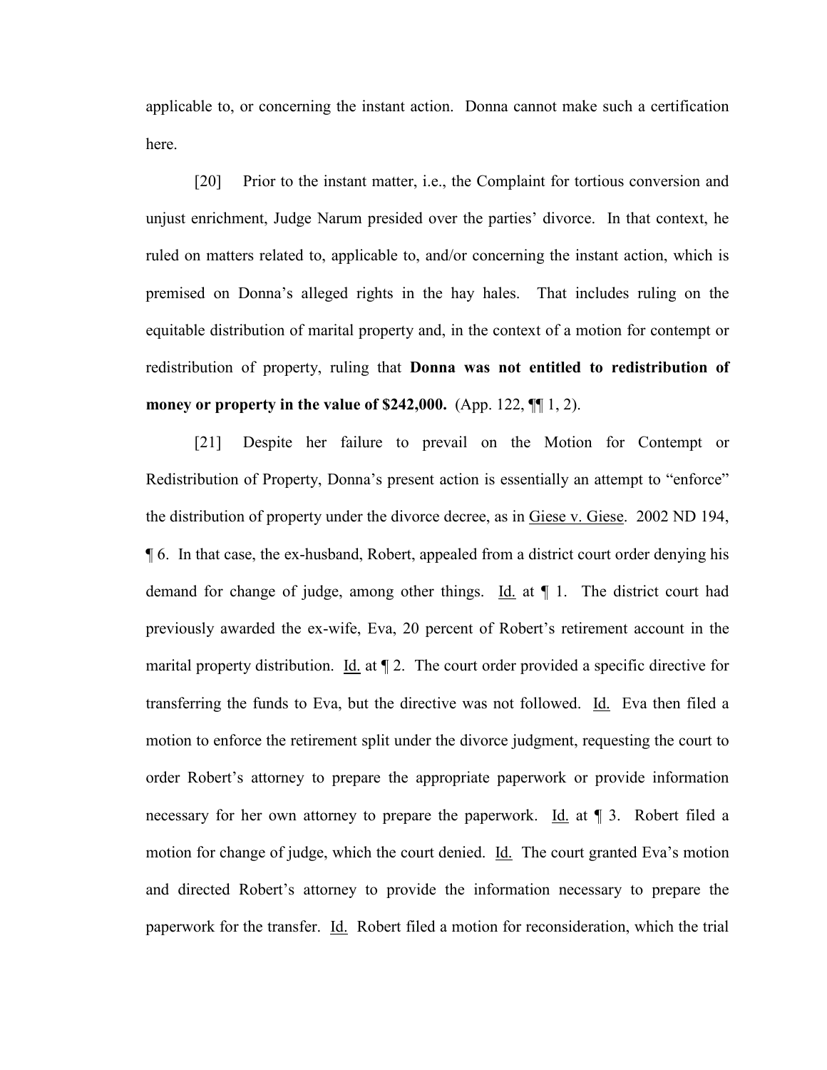applicable to, or concerning the instant action. Donna cannot make such a certification here.

[20] Prior to the instant matter, i.e., the Complaint for tortious conversion and unjust enrichment, Judge Narum presided over the parties' divorce. In that context, he ruled on matters related to, applicable to, and/or concerning the instant action, which is premised on Donna's alleged rights in the hay hales. That includes ruling on the equitable distribution of marital property and, in the context of a motion for contempt or redistribution of property, ruling that **Donna was not entitled to redistribution of money or property in the value of $242,000.** (App. 122, ¶¶ 1, 2).

[21] Despite her failure to prevail on the Motion for Contempt or Redistribution of Property, Donna's present action is essentially an attempt to "enforce" the distribution of property under the divorce decree, as in Giese v. Giese. 2002 ND 194, ¶ 6. In that case, the ex-husband, Robert, appealed from a district court order denying his demand for change of judge, among other things. Id. at ¶ 1. The district court had previously awarded the ex-wife, Eva, 20 percent of Robert's retirement account in the marital property distribution. Id. at ¶ 2. The court order provided a specific directive for transferring the funds to Eva, but the directive was not followed. Id. Eva then filed a motion to enforce the retirement split under the divorce judgment, requesting the court to order Robert's attorney to prepare the appropriate paperwork or provide information necessary for her own attorney to prepare the paperwork. Id. at ¶ 3. Robert filed a motion for change of judge, which the court denied. Id. The court granted Eva's motion and directed Robert's attorney to provide the information necessary to prepare the paperwork for the transfer. Id. Robert filed a motion for reconsideration, which the trial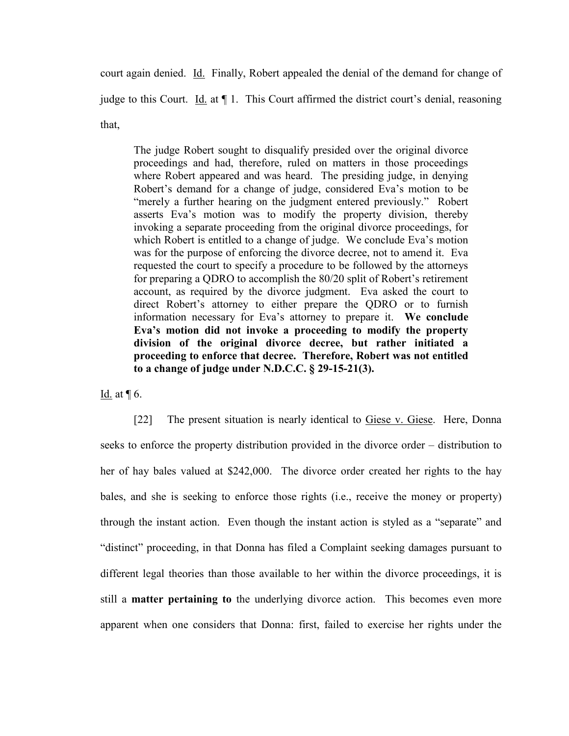court again denied. Id. Finally, Robert appealed the denial of the demand for change of judge to this Court. Id. at ¶ 1. This Court affirmed the district court's denial, reasoning that,

> The judge Robert sought to disqualify presided over the original divorce proceedings and had, therefore, ruled on matters in those proceedings where Robert appeared and was heard. The presiding judge, in denying Robert's demand for a change of judge, considered Eva's motion to be "merely a further hearing on the judgment entered previously." Robert asserts Eva's motion was to modify the property division, thereby invoking a separate proceeding from the original divorce proceedings, for which Robert is entitled to a change of judge. We conclude Eva's motion was for the purpose of enforcing the divorce decree, not to amend it. Eva requested the court to specify a procedure to be followed by the attorneys for preparing a QDRO to accomplish the 80/20 split of Robert's retirement account, as required by the divorce judgment. Eva asked the court to direct Robert's attorney to either prepare the QDRO or to furnish information necessary for Eva's attorney to prepare it. **We conclude Eva's motion did not invoke a proceeding to modify the property division of the original divorce decree, but rather initiated a proceeding to enforce that decree. Therefore, Robert was not entitled to a change of judge under N.D.C.C. § 29-15-21(3).**

Id. at ¶ 6.

[22] The present situation is nearly identical to Giese v. Giese. Here, Donna seeks to enforce the property distribution provided in the divorce order – distribution to her of hay bales valued at $242,000. The divorce order created her rights to the hay bales, and she is seeking to enforce those rights (i.e., receive the money or property) through the instant action. Even though the instant action is styled as a "separate" and "distinct" proceeding, in that Donna has filed a Complaint seeking damages pursuant to different legal theories than those available to her within the divorce proceedings, it is still a **matter pertaining to** the underlying divorce action. This becomes even more apparent when one considers that Donna: first, failed to exercise her rights under the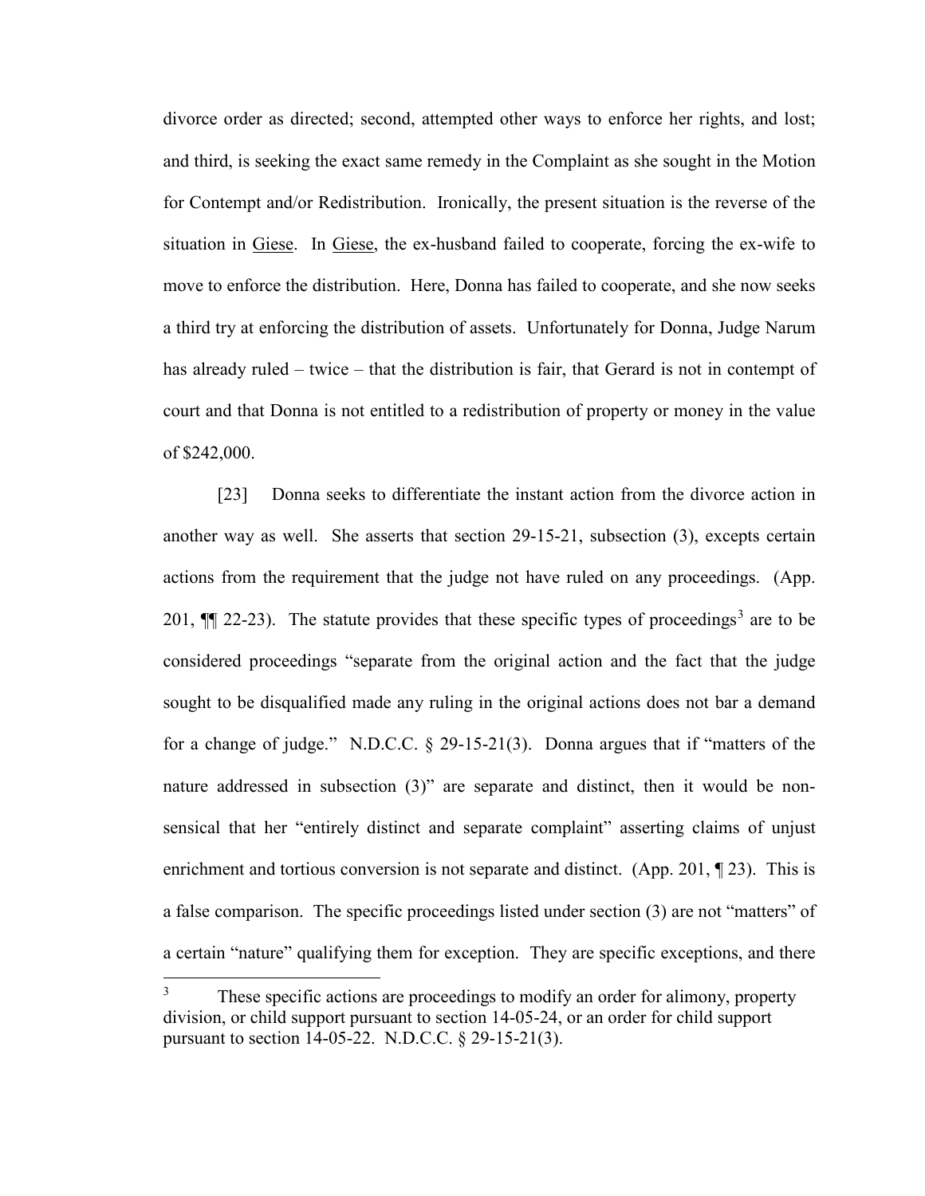divorce order as directed; second, attempted other ways to enforce her rights, and lost; and third, is seeking the exact same remedy in the Complaint as she sought in the Motion for Contempt and/or Redistribution. Ironically, the present situation is the reverse of the situation in Giese. In Giese, the ex-husband failed to cooperate, forcing the ex-wife to move to enforce the distribution. Here, Donna has failed to cooperate, and she now seeks a third try at enforcing the distribution of assets. Unfortunately for Donna, Judge Narum has already ruled – twice – that the distribution is fair, that Gerard is not in contempt of court and that Donna is not entitled to a redistribution of property or money in the value of $242,000.

[23] Donna seeks to differentiate the instant action from the divorce action in another way as well. She asserts that section 29-15-21, subsection (3), excepts certain actions from the requirement that the judge not have ruled on any proceedings. (App. 201, ¶¶ 22-23). The statute provides that these specific types of proceedings[3] are to be considered proceedings "separate from the original action and the fact that the judge sought to be disqualified made any ruling in the original actions does not bar a demand for a change of judge." N.D.C.C. § 29-15-21(3). Donna argues that if "matters of the nature addressed in subsection (3)" are separate and distinct, then it would be non-sensical that her "entirely distinct and separate complaint" asserting claims of unjust enrichment and tortious conversion is not separate and distinct. (App. 201, ¶ 23). This is a false comparison. The specific proceedings listed under section (3) are not "matters" of a certain "nature" qualifying them for exception. They are specific exceptions, and there

[3] These specific actions are proceedings to modify an order for alimony, property division, or child support pursuant to section 14-05-24, or an order for child support pursuant to section 14-05-22. N.D.C.C. § 29-15-21(3).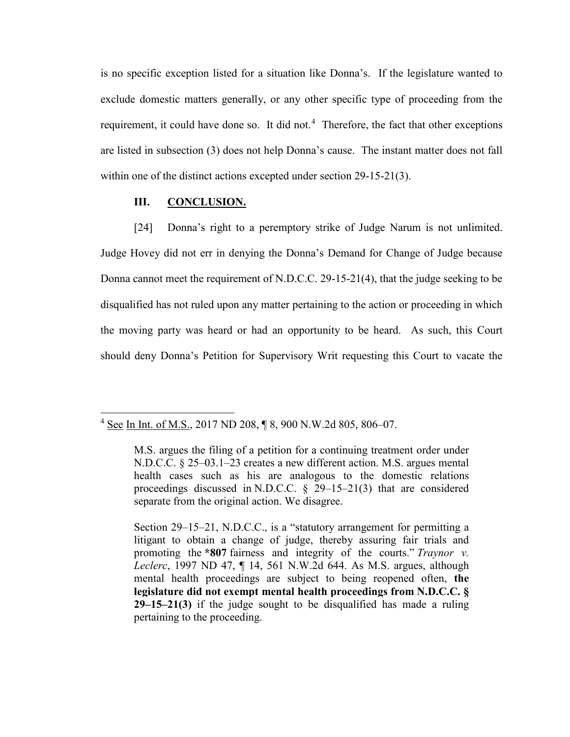is no specific exception listed for a situation like Donna's. If the legislature wanted to exclude domestic matters generally, or any other specific type of proceeding from the requirement, it could have done so. It did not.[4] Therefore, the fact that other exceptions are listed in subsection (3) does not help Donna's cause. The instant matter does not fall within one of the distinct actions excepted under section 29-15-21(3).

## III. CONCLUSION.

[24] Donna's right to a peremptory strike of Judge Narum is not unlimited. Judge Hovey did not err in denying the Donna's Demand for Change of Judge because Donna cannot meet the requirement of N.D.C.C. 29-15-21(4), that the judge seeking to be disqualified has not ruled upon any matter pertaining to the action or proceeding in which the moving party was heard or had an opportunity to be heard. As such, this Court should deny Donna's Petition for Supervisory Writ requesting this Court to vacate the

---

[4] See In Int. of M.S., 2017 ND 208, ¶ 8, 900 N.W.2d 805, 806–07.

> M.S. argues the filing of a petition for a continuing treatment order under N.D.C.C. § 25–03.1–23 creates a new different action. M.S. argues mental health cases such as his are analogous to the domestic relations proceedings discussed in N.D.C.C. § 29–15–21(3) that are considered separate from the original action. We disagree.
>
> Section 29–15–21, N.D.C.C., is a "statutory arrangement for permitting a litigant to obtain a change of judge, thereby assuring fair trials and promoting the **\*807** fairness and integrity of the courts." *Traynor v. Leclerc*, 1997 ND 47, ¶ 14, 561 N.W.2d 644. As M.S. argues, although mental health proceedings are subject to being reopened often, **the legislature did not exempt mental health proceedings from N.D.C.C. § 29–15–21(3)** if the judge sought to be disqualified has made a ruling pertaining to the proceeding.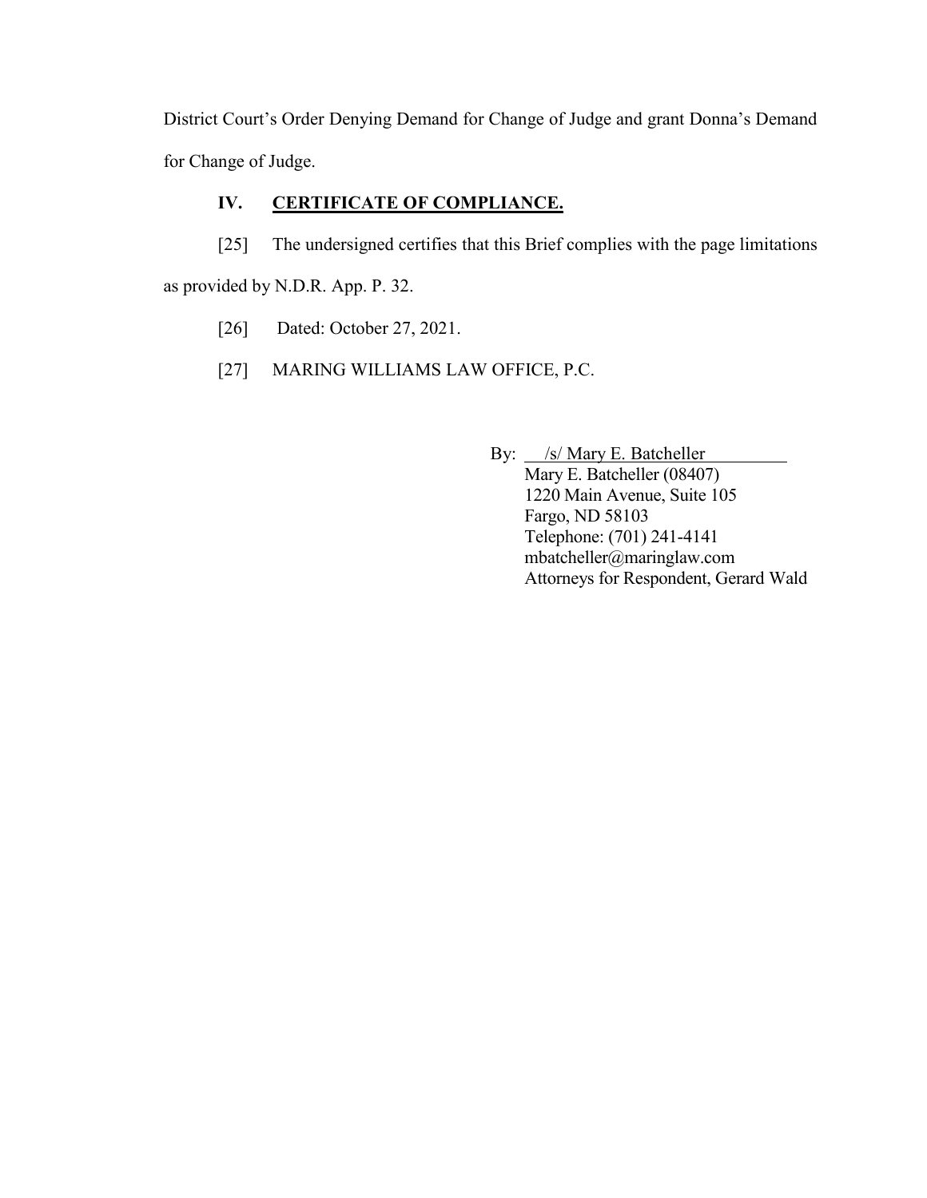District Court's Order Denying Demand for Change of Judge and grant Donna's Demand for Change of Judge.

## IV. CERTIFICATE OF COMPLIANCE.

[25] The undersigned certifies that this Brief complies with the page limitations as provided by N.D.R. App. P. 32.

[26] Dated: October 27, 2021.

[27] MARING WILLIAMS LAW OFFICE, P.C.

By: /s/ Mary E. Batcheller
Mary E. Batcheller (08407)
1220 Main Avenue, Suite 105
Fargo, ND 58103
Telephone: (701) 241-4141
mbatcheller@maringlaw.com
Attorneys for Respondent, Gerard Wald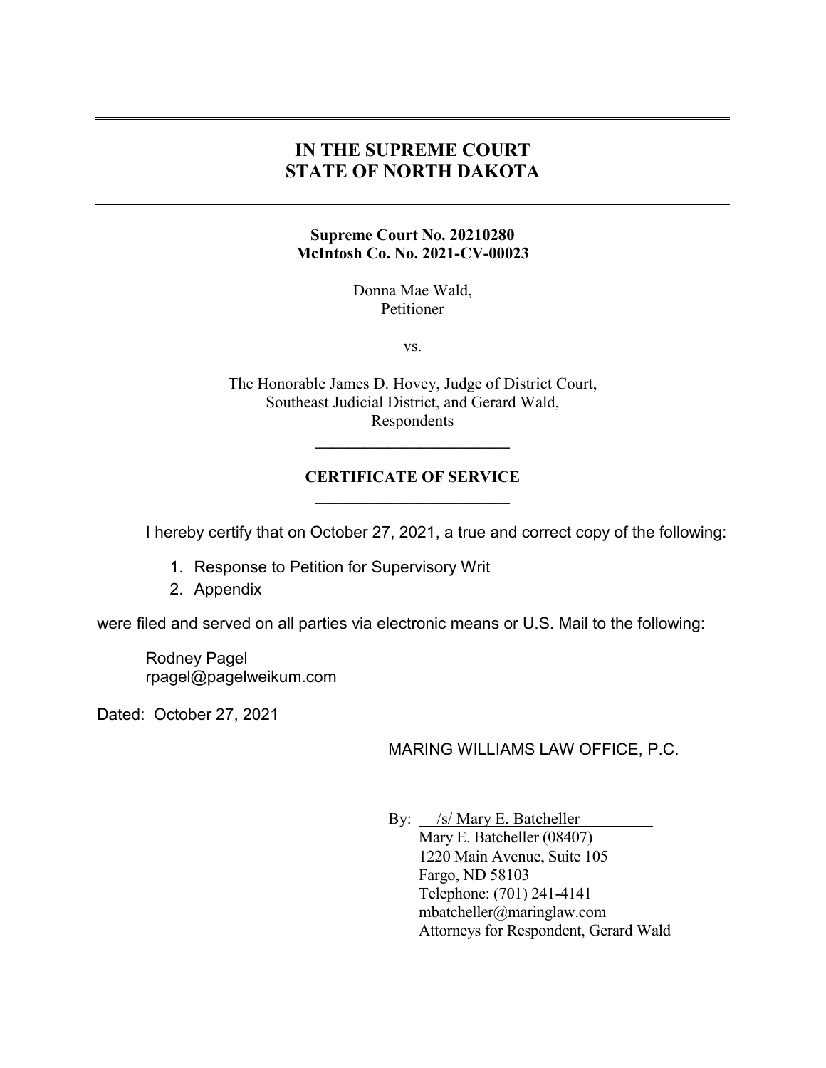# IN THE SUPREME COURT
# STATE OF NORTH DAKOTA

**Supreme Court No. 20210280**
**McIntosh Co. No. 2021-CV-00023**

Donna Mae Wald,
Petitioner

vs.

The Honorable James D. Hovey, Judge of District Court,
Southeast Judicial District, and Gerard Wald,
Respondents

---

**CERTIFICATE OF SERVICE**

---

I hereby certify that on October 27, 2021, a true and correct copy of the following:

1. Response to Petition for Supervisory Writ
2. Appendix

were filed and served on all parties via electronic means or U.S. Mail to the following:

Rodney Pagel
rpagel@pagelweikum.com

Dated: October 27, 2021

MARING WILLIAMS LAW OFFICE, P.C.

By: /s/ Mary E. Batcheller
Mary E. Batcheller (08407)
1220 Main Avenue, Suite 105
Fargo, ND 58103
Telephone: (701) 241-4141
mbatcheller@maringlaw.com
Attorneys for Respondent, Gerard Wald